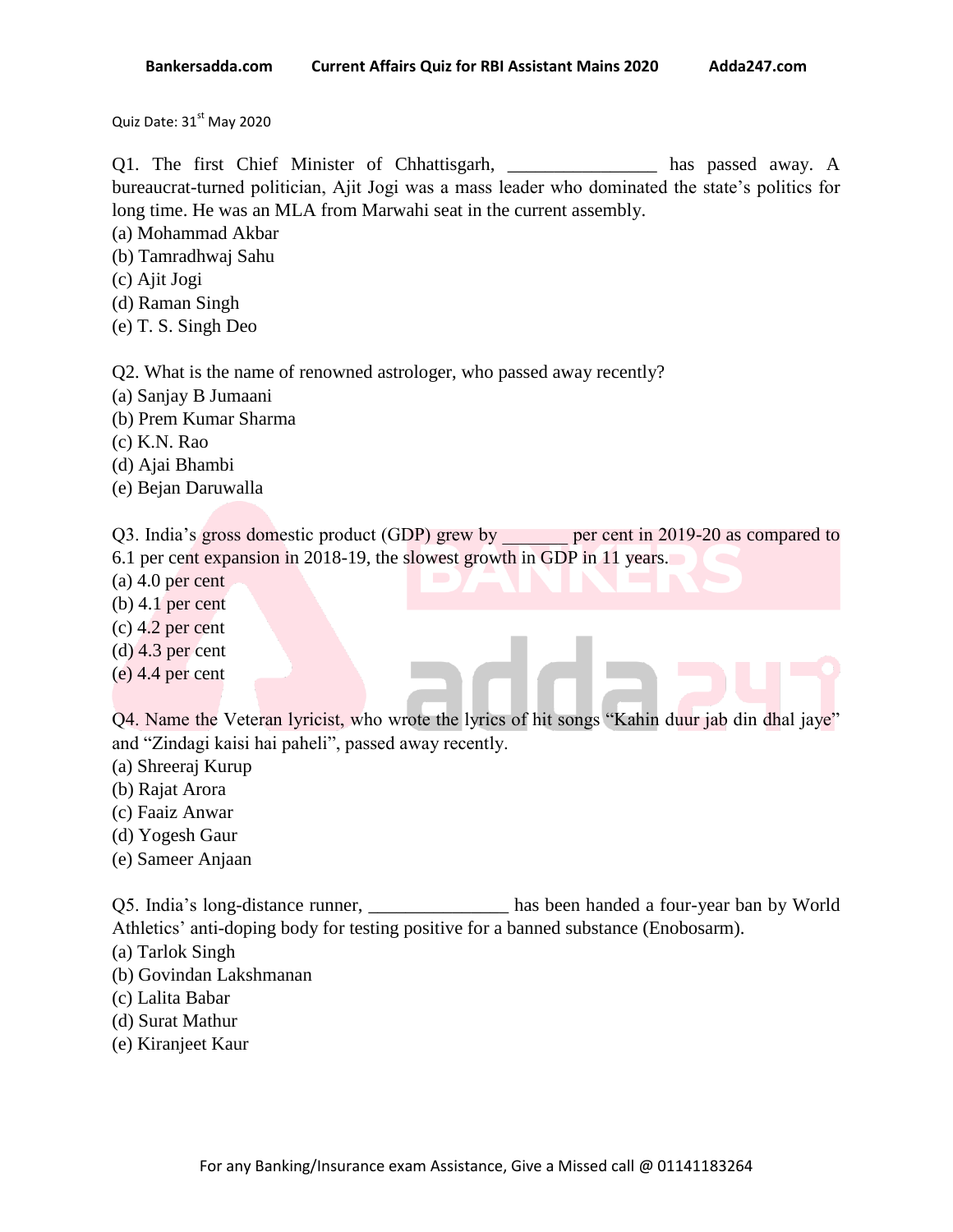Quiz Date: 31st May 2020

Q1. The first Chief Minister of Chhattisgarh, _______________ has passed away. A bureaucrat-turned politician, Ajit Jogi was a mass leader who dominated the state's politics for long time. He was an MLA from Marwahi seat in the current assembly.

(a) Mohammad Akbar
(b) Tamradhwaj Sahu
(c) Ajit Jogi
(d) Raman Singh
(e) T. S. Singh Deo

Q2. What is the name of renowned astrologer, who passed away recently?

(a) Sanjay B Jumaani
(b) Prem Kumar Sharma
(c) K.N. Rao
(d) Ajai Bhambi
(e) Bejan Daruwalla

Q3. India's gross domestic product (GDP) grew by _______ per cent in 2019-20 as compared to 6.1 per cent expansion in 2018-19, the slowest growth in GDP in 11 years.

(a) 4.0 per cent
(b) 4.1 per cent
(c) 4.2 per cent
(d) 4.3 per cent
(e) 4.4 per cent

Q4. Name the Veteran lyricist, who wrote the lyrics of hit songs "Kahin duur jab din dhal jaye" and "Zindagi kaisi hai paheli", passed away recently.

(a) Shreeraj Kurup
(b) Rajat Arora
(c) Faaiz Anwar
(d) Yogesh Gaur
(e) Sameer Anjaan

Q5. India's long-distance runner, _______________ has been handed a four-year ban by World Athletics' anti-doping body for testing positive for a banned substance (Enobosarm).

(a) Tarlok Singh
(b) Govindan Lakshmanan
(c) Lalita Babar
(d) Surat Mathur
(e) Kiranjeet Kaur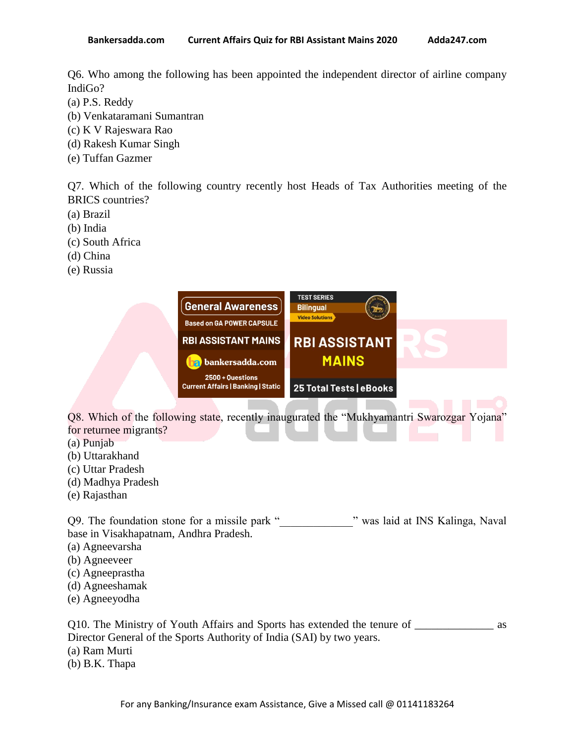Q6. Who among the following has been appointed the independent director of airline company IndiGo?
(a) P.S. Reddy
(b) Venkataramani Sumantran
(c) K V Rajeswara Rao
(d) Rakesh Kumar Singh
(e) Tuffan Gazmer

Q7. Which of the following country recently host Heads of Tax Authorities meeting of the BRICS countries?
(a) Brazil
(b) India
(c) South Africa
(d) China
(e) Russia

Q8. Which of the following state, recently inaugurated the "Mukhyamantri Swarozgar Yojana" for returnee migrants?
(a) Punjab
(b) Uttarakhand
(c) Uttar Pradesh
(d) Madhya Pradesh
(e) Rajasthan

Q9. The foundation stone for a missile park "____________" was laid at INS Kalinga, Naval base in Visakhapatnam, Andhra Pradesh.
(a) Agneevarsha
(b) Agneeveer
(c) Agneeprastha
(d) Agneeshamak
(e) Agneeyodha

Q10. The Ministry of Youth Affairs and Sports has extended the tenure of _____________ as Director General of the Sports Authority of India (SAI) by two years.
(a) Ram Murti
(b) B.K. Thapa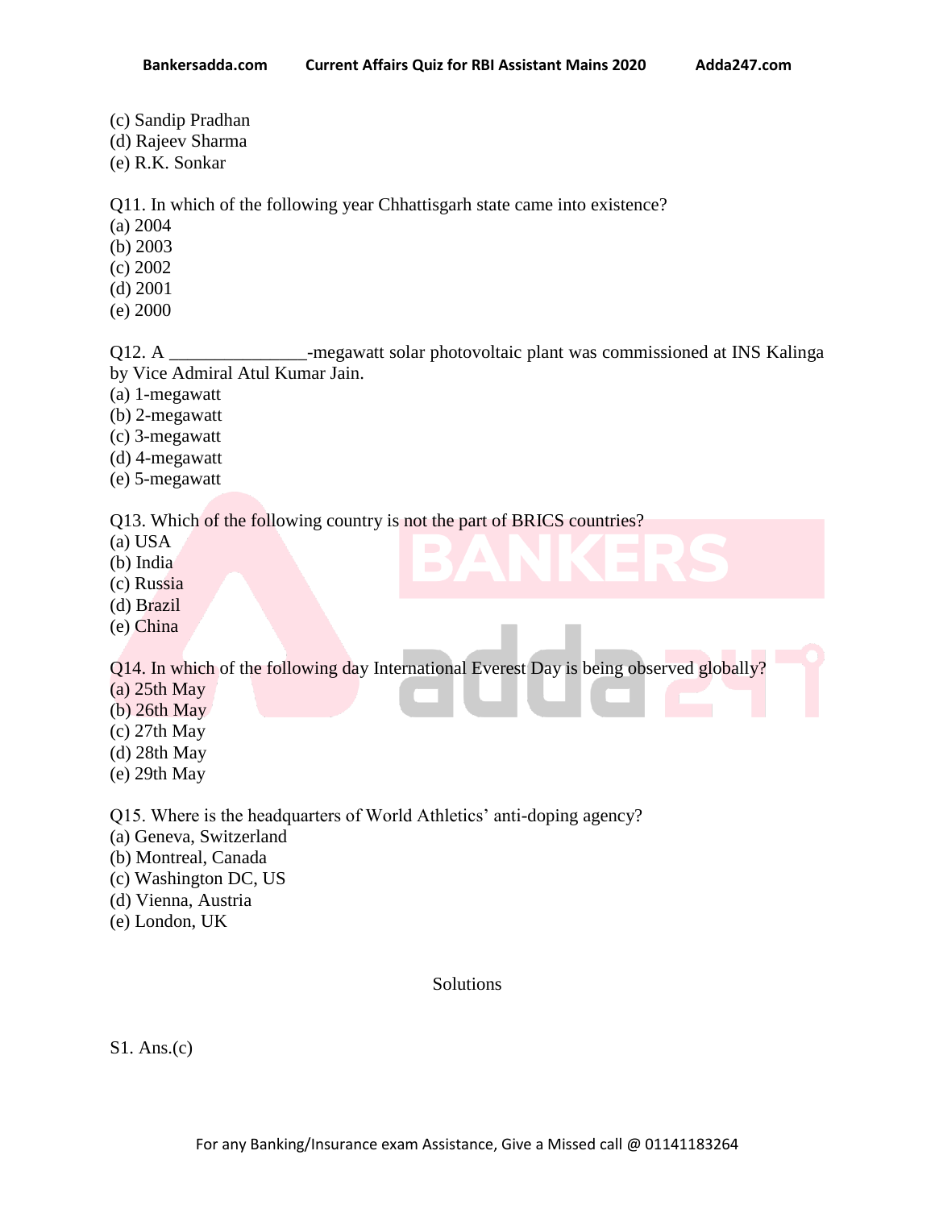(c) Sandip Pradhan
(d) Rajeev Sharma
(e) R.K. Sonkar

Q11. In which of the following year Chhattisgarh state came into existence?
(a) 2004
(b) 2003
(c) 2002
(d) 2001
(e) 2000

Q12. A _______________-megawatt solar photovoltaic plant was commissioned at INS Kalinga by Vice Admiral Atul Kumar Jain.
(a) 1-megawatt
(b) 2-megawatt
(c) 3-megawatt
(d) 4-megawatt
(e) 5-megawatt

Q13. Which of the following country is not the part of BRICS countries?
(a) USA
(b) India
(c) Russia
(d) Brazil
(e) China

Q14. In which of the following day International Everest Day is being observed globally?
(a) 25th May
(b) 26th May
(c) 27th May
(d) 28th May
(e) 29th May

Q15. Where is the headquarters of World Athletics' anti-doping agency?
(a) Geneva, Switzerland
(b) Montreal, Canada
(c) Washington DC, US
(d) Vienna, Austria
(e) London, UK

Solutions

S1. Ans.(c)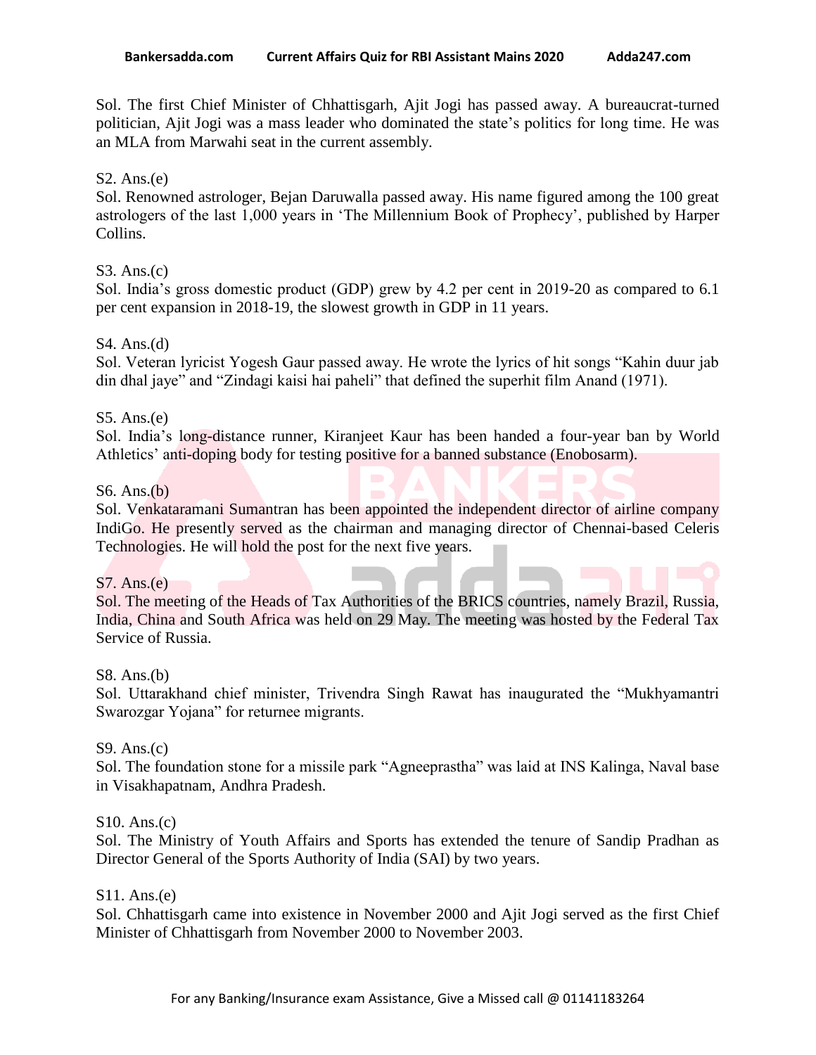Sol. The first Chief Minister of Chhattisgarh, Ajit Jogi has passed away. A bureaucrat-turned politician, Ajit Jogi was a mass leader who dominated the state's politics for long time. He was an MLA from Marwahi seat in the current assembly.

S2. Ans.(e)
Sol. Renowned astrologer, Bejan Daruwalla passed away. His name figured among the 100 great astrologers of the last 1,000 years in 'The Millennium Book of Prophecy', published by Harper Collins.

S3. Ans.(c)
Sol. India's gross domestic product (GDP) grew by 4.2 per cent in 2019-20 as compared to 6.1 per cent expansion in 2018-19, the slowest growth in GDP in 11 years.

S4. Ans.(d)
Sol. Veteran lyricist Yogesh Gaur passed away. He wrote the lyrics of hit songs "Kahin duur jab din dhal jaye" and "Zindagi kaisi hai paheli" that defined the superhit film Anand (1971).

S5. Ans.(e)
Sol. India's long-distance runner, Kiranjeet Kaur has been handed a four-year ban by World Athletics' anti-doping body for testing positive for a banned substance (Enobosarm).

S6. Ans.(b)
Sol. Venkataramani Sumantran has been appointed the independent director of airline company IndiGo. He presently served as the chairman and managing director of Chennai-based Celeris Technologies. He will hold the post for the next five years.

S7. Ans.(e)
Sol. The meeting of the Heads of Tax Authorities of the BRICS countries, namely Brazil, Russia, India, China and South Africa was held on 29 May. The meeting was hosted by the Federal Tax Service of Russia.

S8. Ans.(b)
Sol. Uttarakhand chief minister, Trivendra Singh Rawat has inaugurated the "Mukhyamantri Swarozgar Yojana" for returnee migrants.

S9. Ans.(c)
Sol. The foundation stone for a missile park "Agneeprastha" was laid at INS Kalinga, Naval base in Visakhapatnam, Andhra Pradesh.

S10. Ans.(c)
Sol. The Ministry of Youth Affairs and Sports has extended the tenure of Sandip Pradhan as Director General of the Sports Authority of India (SAI) by two years.

S11. Ans.(e)
Sol. Chhattisgarh came into existence in November 2000 and Ajit Jogi served as the first Chief Minister of Chhattisgarh from November 2000 to November 2003.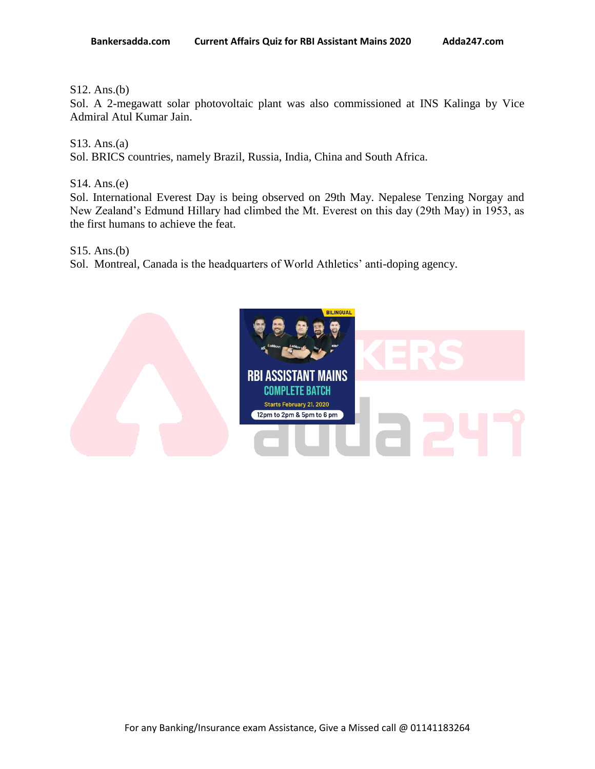S12. Ans.(b)
Sol. A 2-megawatt solar photovoltaic plant was also commissioned at INS Kalinga by Vice Admiral Atul Kumar Jain.

S13. Ans.(a)
Sol. BRICS countries, namely Brazil, Russia, India, China and South Africa.

S14. Ans.(e)
Sol. International Everest Day is being observed on 29th May. Nepalese Tenzing Norgay and New Zealand's Edmund Hillary had climbed the Mt. Everest on this day (29th May) in 1953, as the first humans to achieve the feat.

S15. Ans.(b)
Sol. Montreal, Canada is the headquarters of World Athletics' anti-doping agency.